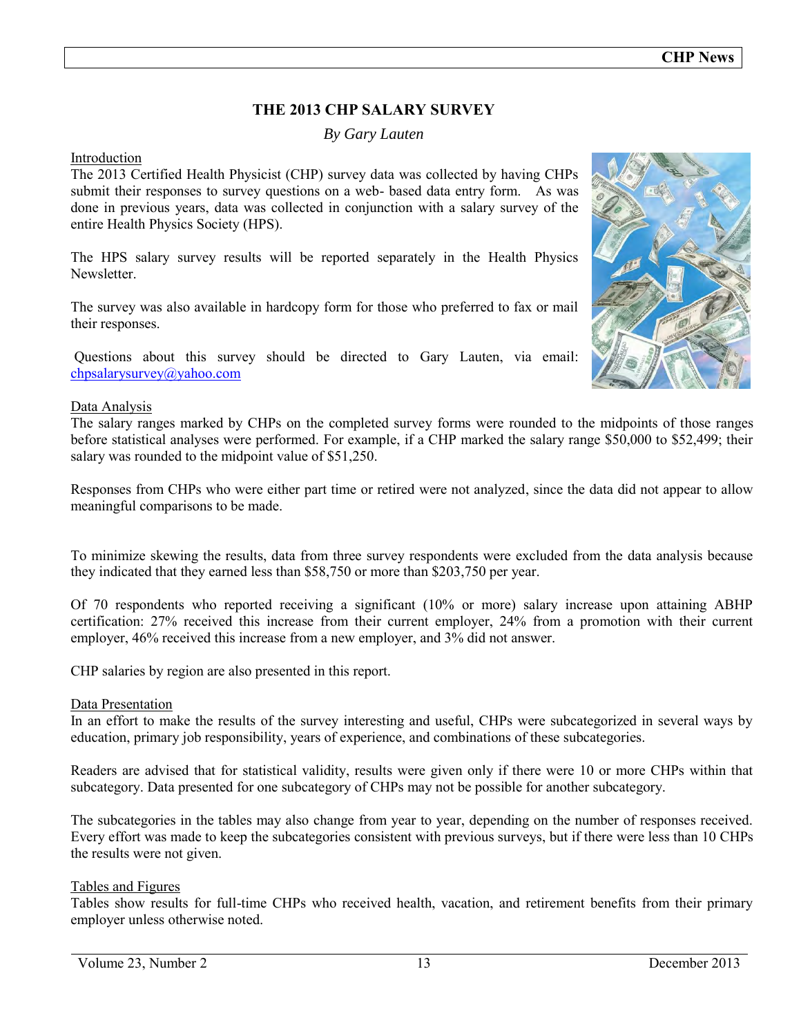# THE 2013 CHP SALARY SURVEY

*By Gary Lauten*

## Introduction

The 2013 Certified Health Physicist (CHP) survey data was collected by having CHPs submit their responses to survey questions on a web- based data entry form. As was done in previous years, data was collected in conjunction with a salary survey of the entire Health Physics Society (HPS).

The HPS salary survey results will be reported separately in the Health Physics Newsletter.

The survey was also available in hardcopy form for those who preferred to fax or mail their responses.

Questions about this survey should be directed to Gary Lauten, via email: chpsalarysurvey@yahoo.com

## Data Analysis

The salary ranges marked by CHPs on the completed survey forms were rounded to the midpoints of those ranges before statistical analyses were performed. For example, if a CHP marked the salary range $50,000 to $52,499; their salary was rounded to the midpoint value of $51,250.

Responses from CHPs who were either part time or retired were not analyzed, since the data did not appear to allow meaningful comparisons to be made.

To minimize skewing the results, data from three survey respondents were excluded from the data analysis because they indicated that they earned less than $58,750 or more than $203,750 per year.

Of 70 respondents who reported receiving a significant (10% or more) salary increase upon attaining ABHP certification: 27% received this increase from their current employer, 24% from a promotion with their current employer, 46% received this increase from a new employer, and 3% did not answer.

CHP salaries by region are also presented in this report.

## Data Presentation

In an effort to make the results of the survey interesting and useful, CHPs were subcategorized in several ways by education, primary job responsibility, years of experience, and combinations of these subcategories.

Readers are advised that for statistical validity, results were given only if there were 10 or more CHPs within that subcategory. Data presented for one subcategory of CHPs may not be possible for another subcategory.

The subcategories in the tables may also change from year to year, depending on the number of responses received. Every effort was made to keep the subcategories consistent with previous surveys, but if there were less than 10 CHPs the results were not given.

## Tables and Figures

Tables show results for full-time CHPs who received health, vacation, and retirement benefits from their primary employer unless otherwise noted.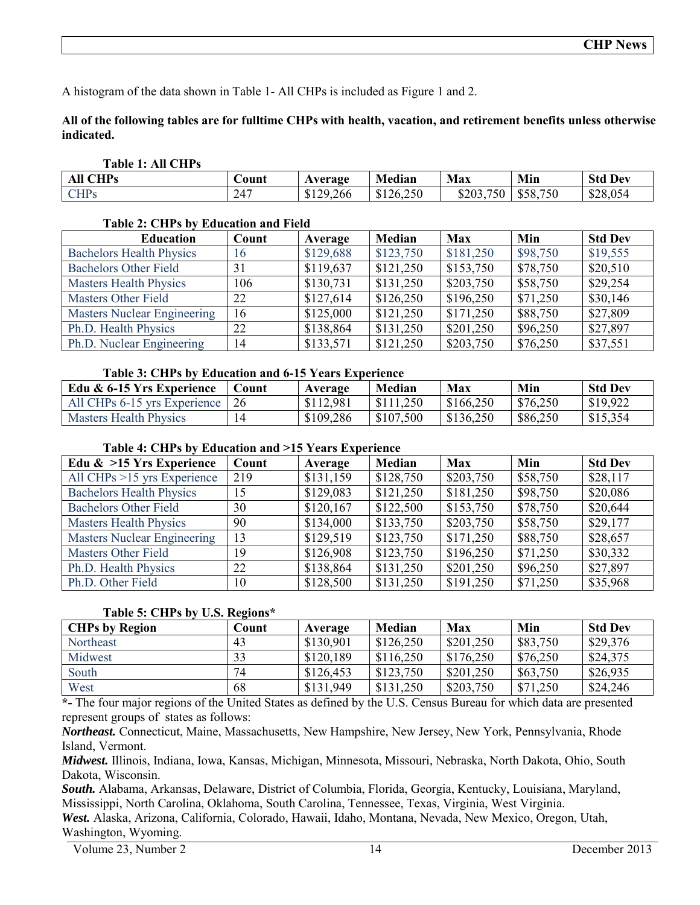A histogram of the data shown in Table 1- All CHPs is included as Figure 1 and 2.

**All of the following tables are for fulltime CHPs with health, vacation, and retirement benefits unless otherwise indicated.**

**Table 1: All CHPs**

| All CHPs | Count | Average | Median | Max | Min | Std Dev |
|---|---|---|---|---|---|---|
| CHPs | 247 | $129,266 | $126,250 | $203,750 | $58,750 | $28,054 |

**Table 2: CHPs by Education and Field**

| Education | Count | Average | Median | Max | Min | Std Dev |
|---|---|---|---|---|---|---|
| Bachelors Health Physics | 16 | $129,688 | $123,750 | $181,250 | $98,750 | $19,555 |
| Bachelors Other Field | 31 | $119,637 | $121,250 | $153,750 | $78,750 | $20,510 |
| Masters Health Physics | 106 | $130,731 | $131,250 | $203,750 | $58,750 | $29,254 |
| Masters Other Field | 22 | $127,614 | $126,250 | $196,250 | $71,250 | $30,146 |
| Masters Nuclear Engineering | 16 | $125,000 | $121,250 | $171,250 | $88,750 | $27,809 |
| Ph.D. Health Physics | 22 | $138,864 | $131,250 | $201,250 | $96,250 | $27,897 |
| Ph.D. Nuclear Engineering | 14 | $133,571 | $121,250 | $203,750 | $76,250 | $37,551 |

**Table 3: CHPs by Education and 6-15 Years Experience**

| Edu & 6-15 Yrs Experience | Count | Average | Median | Max | Min | Std Dev |
|---|---|---|---|---|---|---|
| All CHPs 6-15 yrs Experience | 26 | $112,981 | $111,250 | $166,250 | $76,250 | $19,922 |
| Masters Health Physics | 14 | $109,286 | $107,500 | $136,250 | $86,250 | $15,354 |

**Table 4: CHPs by Education and >15 Years Experience**

| Edu & >15 Yrs Experience | Count | Average | Median | Max | Min | Std Dev |
|---|---|---|---|---|---|---|
| All CHPs >15 yrs Experience | 219 | $131,159 | $128,750 | $203,750 | $58,750 | $28,117 |
| Bachelors Health Physics | 15 | $129,083 | $121,250 | $181,250 | $98,750 | $20,086 |
| Bachelors Other Field | 30 | $120,167 | $122,500 | $153,750 | $78,750 | $20,644 |
| Masters Health Physics | 90 | $134,000 | $133,750 | $203,750 | $58,750 | $29,177 |
| Masters Nuclear Engineering | 13 | $129,519 | $123,750 | $171,250 | $88,750 | $28,657 |
| Masters Other Field | 19 | $126,908 | $123,750 | $196,250 | $71,250 | $30,332 |
| Ph.D. Health Physics | 22 | $138,864 | $131,250 | $201,250 | $96,250 | $27,897 |
| Ph.D. Other Field | 10 | $128,500 | $131,250 | $191,250 | $71,250 | $35,968 |

**Table 5: CHPs by U.S. Regions***

| CHPs by Region | Count | Average | Median | Max | Min | Std Dev |
|---|---|---|---|---|---|---|
| Northeast | 43 | $130,901 | $126,250 | $201,250 | $83,750 | $29,376 |
| Midwest | 33 | $120,189 | $116,250 | $176,250 | $76,250 | $24,375 |
| South | 74 | $126,453 | $123,750 | $201,250 | $63,750 | $26,935 |
| West | 68 | $131,949 | $131,250 | $203,750 | $71,250 | $24,246 |

**\*-** The four major regions of the United States as defined by the U.S. Census Bureau for which data are presented represent groups of states as follows:

***Northeast.*** Connecticut, Maine, Massachusetts, New Hampshire, New Jersey, New York, Pennsylvania, Rhode Island, Vermont.

***Midwest.*** Illinois, Indiana, Iowa, Kansas, Michigan, Minnesota, Missouri, Nebraska, North Dakota, Ohio, South Dakota, Wisconsin.

***South.*** Alabama, Arkansas, Delaware, District of Columbia, Florida, Georgia, Kentucky, Louisiana, Maryland, Mississippi, North Carolina, Oklahoma, South Carolina, Tennessee, Texas, Virginia, West Virginia.

***West.*** Alaska, Arizona, California, Colorado, Hawaii, Idaho, Montana, Nevada, New Mexico, Oregon, Utah, Washington, Wyoming.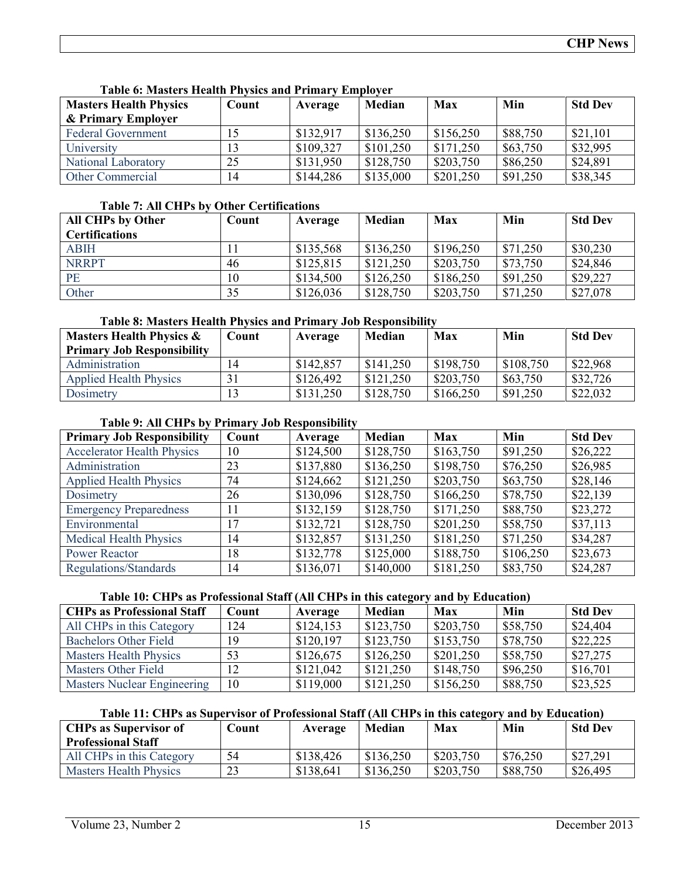**Table 6: Masters Health Physics and Primary Employer**

| Masters Health Physics & Primary Employer | Count | Average | Median | Max | Min | Std Dev |
|---|---|---|---|---|---|---|
| Federal Government | 15 | $132,917 | $136,250 | $156,250 | $88,750 | $21,101 |
| University | 13 | $109,327 | $101,250 | $171,250 | $63,750 | $32,995 |
| National Laboratory | 25 | $131,950 | $128,750 | $203,750 | $86,250 | $24,891 |
| Other Commercial | 14 | $144,286 | $135,000 | $201,250 | $91,250 | $38,345 |

**Table 7: All CHPs by Other Certifications**

| All CHPs by Other Certifications | Count | Average | Median | Max | Min | Std Dev |
|---|---|---|---|---|---|---|
| ABIH | 11 | $135,568 | $136,250 | $196,250 | $71,250 | $30,230 |
| NRRPT | 46 | $125,815 | $121,250 | $203,750 | $73,750 | $24,846 |
| PE | 10 | $134,500 | $126,250 | $186,250 | $91,250 | $29,227 |
| Other | 35 | $126,036 | $128,750 | $203,750 | $71,250 | $27,078 |

**Table 8: Masters Health Physics and Primary Job Responsibility**

| Masters Health Physics & Primary Job Responsibility | Count | Average | Median | Max | Min | Std Dev |
|---|---|---|---|---|---|---|
| Administration | 14 | $142,857 | $141,250 | $198,750 | $108,750 | $22,968 |
| Applied Health Physics | 31 | $126,492 | $121,250 | $203,750 | $63,750 | $32,726 |
| Dosimetry | 13 | $131,250 | $128,750 | $166,250 | $91,250 | $22,032 |

**Table 9: All CHPs by Primary Job Responsibility**

| Primary Job Responsibility | Count | Average | Median | Max | Min | Std Dev |
|---|---|---|---|---|---|---|
| Accelerator Health Physics | 10 | $124,500 | $128,750 | $163,750 | $91,250 | $26,222 |
| Administration | 23 | $137,880 | $136,250 | $198,750 | $76,250 | $26,985 |
| Applied Health Physics | 74 | $124,662 | $121,250 | $203,750 | $63,750 | $28,146 |
| Dosimetry | 26 | $130,096 | $128,750 | $166,250 | $78,750 | $22,139 |
| Emergency Preparedness | 11 | $132,159 | $128,750 | $171,250 | $88,750 | $23,272 |
| Environmental | 17 | $132,721 | $128,750 | $201,250 | $58,750 | $37,113 |
| Medical Health Physics | 14 | $132,857 | $131,250 | $181,250 | $71,250 | $34,287 |
| Power Reactor | 18 | $132,778 | $125,000 | $188,750 | $106,250 | $23,673 |
| Regulations/Standards | 14 | $136,071 | $140,000 | $181,250 | $83,750 | $24,287 |

**Table 10: CHPs as Professional Staff (All CHPs in this category and by Education)**

| CHPs as Professional Staff | Count | Average | Median | Max | Min | Std Dev |
|---|---|---|---|---|---|---|
| All CHPs in this Category | 124 | $124,153 | $123,750 | $203,750 | $58,750 | $24,404 |
| Bachelors Other Field | 19 | $120,197 | $123,750 | $153,750 | $78,750 | $22,225 |
| Masters Health Physics | 53 | $126,675 | $126,250 | $201,250 | $58,750 | $27,275 |
| Masters Other Field | 12 | $121,042 | $121,250 | $148,750 | $96,250 | $16,701 |
| Masters Nuclear Engineering | 10 | $119,000 | $121,250 | $156,250 | $88,750 | $23,525 |

**Table 11: CHPs as Supervisor of Professional Staff (All CHPs in this category and by Education)**

| CHPs as Supervisor of Professional Staff | Count | Average | Median | Max | Min | Std Dev |
|---|---|---|---|---|---|---|
| All CHPs in this Category | 54 | $138,426 | $136,250 | $203,750 | $76,250 | $27,291 |
| Masters Health Physics | 23 | $138,641 | $136,250 | $203,750 | $88,750 | $26,495 |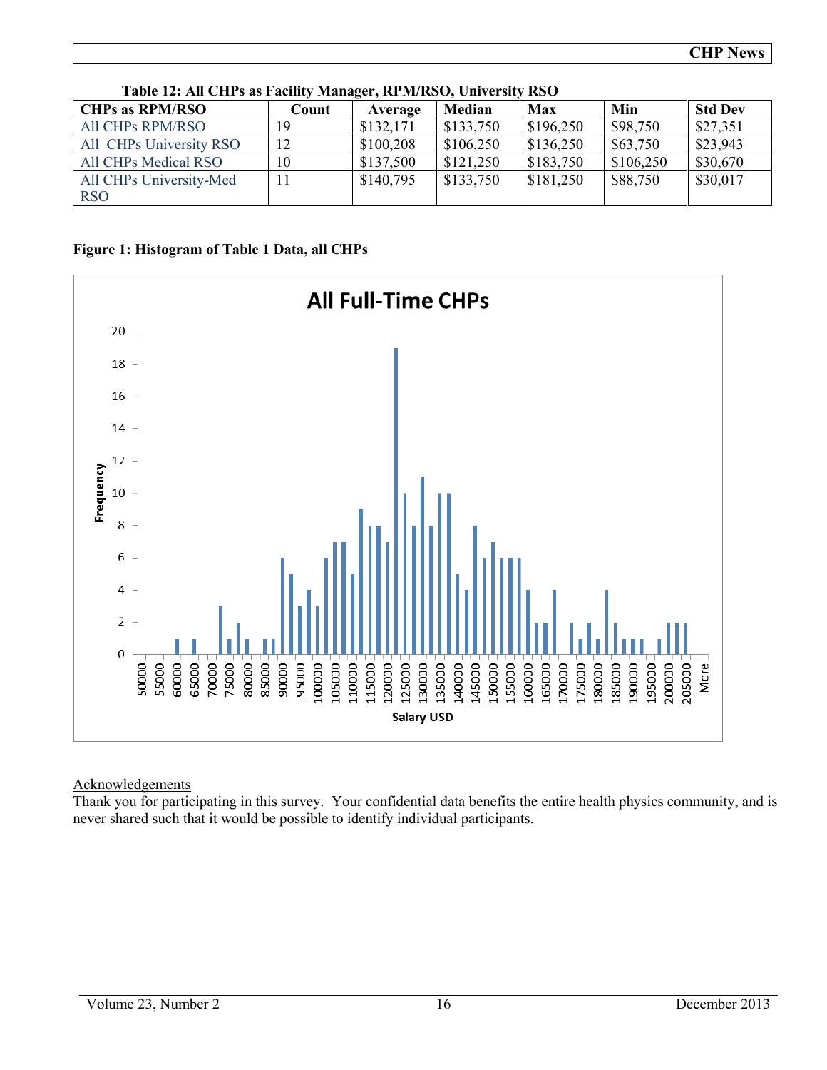**Table 12: All CHPs as Facility Manager, RPM/RSO, University RSO**

| CHPs as RPM/RSO | Count | Average | Median | Max | Min | Std Dev |
|---|---|---|---|---|---|---|
| All CHPs RPM/RSO | 19 | $132,171 | $133,750 | $196,250 | $98,750 | $27,351 |
| All CHPs University RSO | 12 | $100,208 | $106,250 | $136,250 | $63,750 | $23,943 |
| All CHPs Medical RSO | 10 | $137,500 | $121,250 | $183,750 | $106,250 | $30,670 |
| All CHPs University-Med RSO | 11 | $140,795 | $133,750 | $181,250 | $88,750 | $30,017 |

**Figure 1: Histogram of Table 1 Data, all CHPs**

All Full-Time CHPs

Frequency

0
2
4
6
8
10
12
14
16
18
20

50000 55000 60000 65000 70000 75000 80000 85000 90000 95000 100000 105000 110000 115000 120000 125000 130000 135000 140000 145000 150000 155000 160000 165000 170000 175000 180000 185000 190000 195000 200000 205000 More

Salary USD

<u>Acknowledgements</u>

Thank you for participating in this survey. Your confidential data benefits the entire health physics community, and is never shared such that it would be possible to identify individual participants.